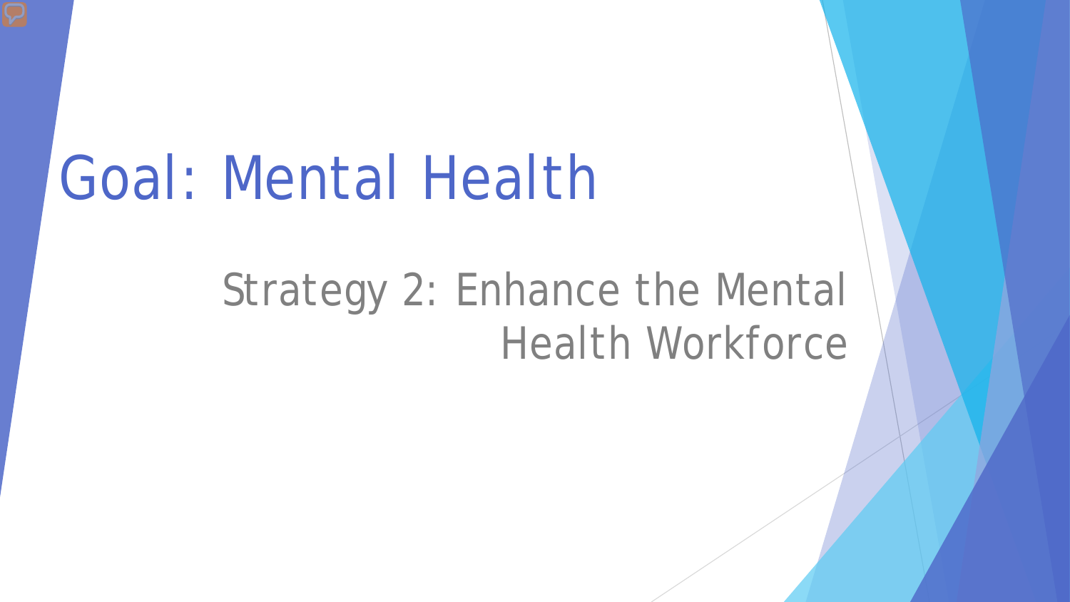# Goal: Mental Health

## Strategy 2: Enhance the Mental Health Workforce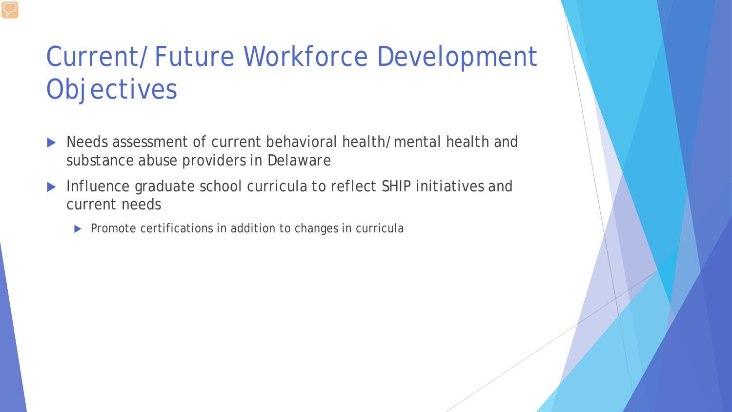# Current/Future Workforce Development Objectives

- Needs assessment of current behavioral health/mental health and substance abuse providers in Delaware
- Influence graduate school curricula to reflect SHIP initiatives and current needs
  - Promote certifications in addition to changes in curricula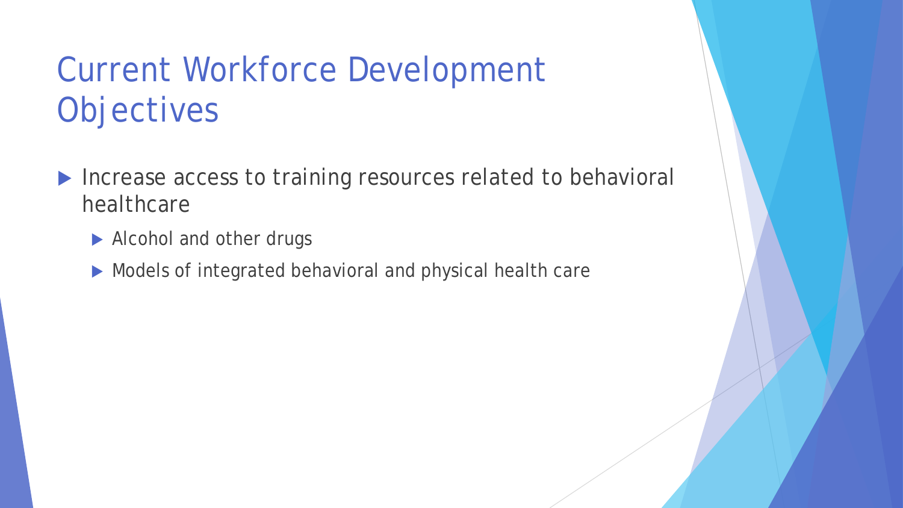# Current Workforce Development Objectives

- Increase access to training resources related to behavioral healthcare
  - Alcohol and other drugs
  - Models of integrated behavioral and physical health care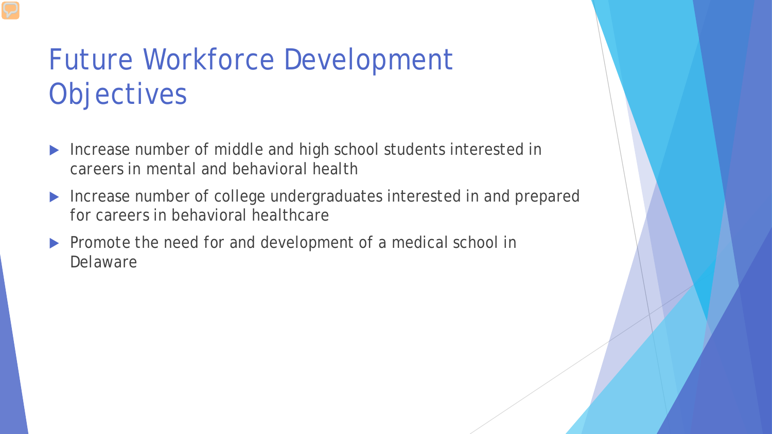# Future Workforce Development Objectives

- Increase number of middle and high school students interested in careers in mental and behavioral health
- Increase number of college undergraduates interested in and prepared for careers in behavioral healthcare
- Promote the need for and development of a medical school in Delaware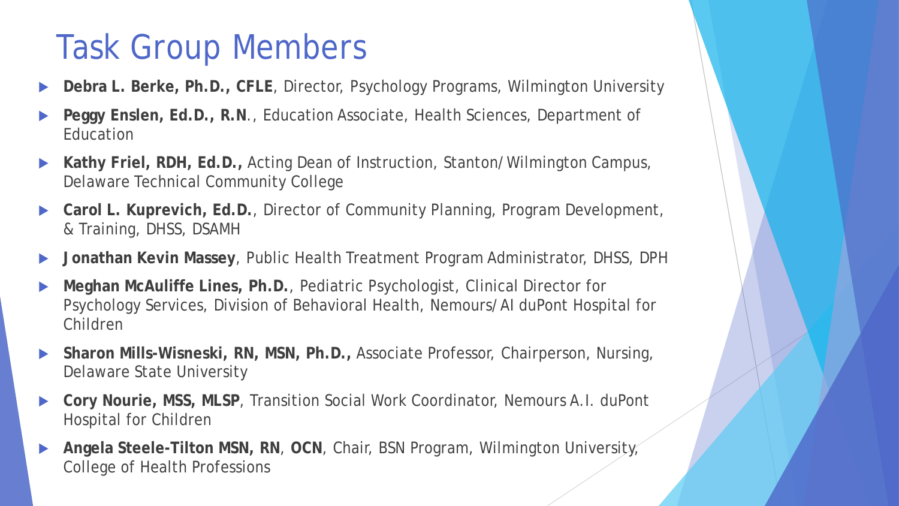# Task Group Members

- **Debra L. Berke, Ph.D., CFLE**, Director, Psychology Programs, Wilmington University
- **Peggy Enslen, Ed.D., R.N**., Education Associate, Health Sciences, Department of Education
- **Kathy Friel, RDH, Ed.D.,** Acting Dean of Instruction, Stanton/Wilmington Campus, Delaware Technical Community College
- **Carol L. Kuprevich, Ed.D.**, Director of Community Planning, Program Development, & Training, DHSS, DSAMH
- **Jonathan Kevin Massey**, Public Health Treatment Program Administrator, DHSS, DPH
- **Meghan McAuliffe Lines, Ph.D.**, Pediatric Psychologist, Clinical Director for Psychology Services, Division of Behavioral Health, Nemours/AI duPont Hospital for Children
- **Sharon Mills-Wisneski, RN, MSN, Ph.D.,** Associate Professor, Chairperson, Nursing, Delaware State University
- **Cory Nourie, MSS, MLSP**, Transition Social Work Coordinator, Nemours A.I. duPont Hospital for Children
- **Angela Steele-Tilton MSN, RN**, **OCN**, Chair, BSN Program, Wilmington University, College of Health Professions